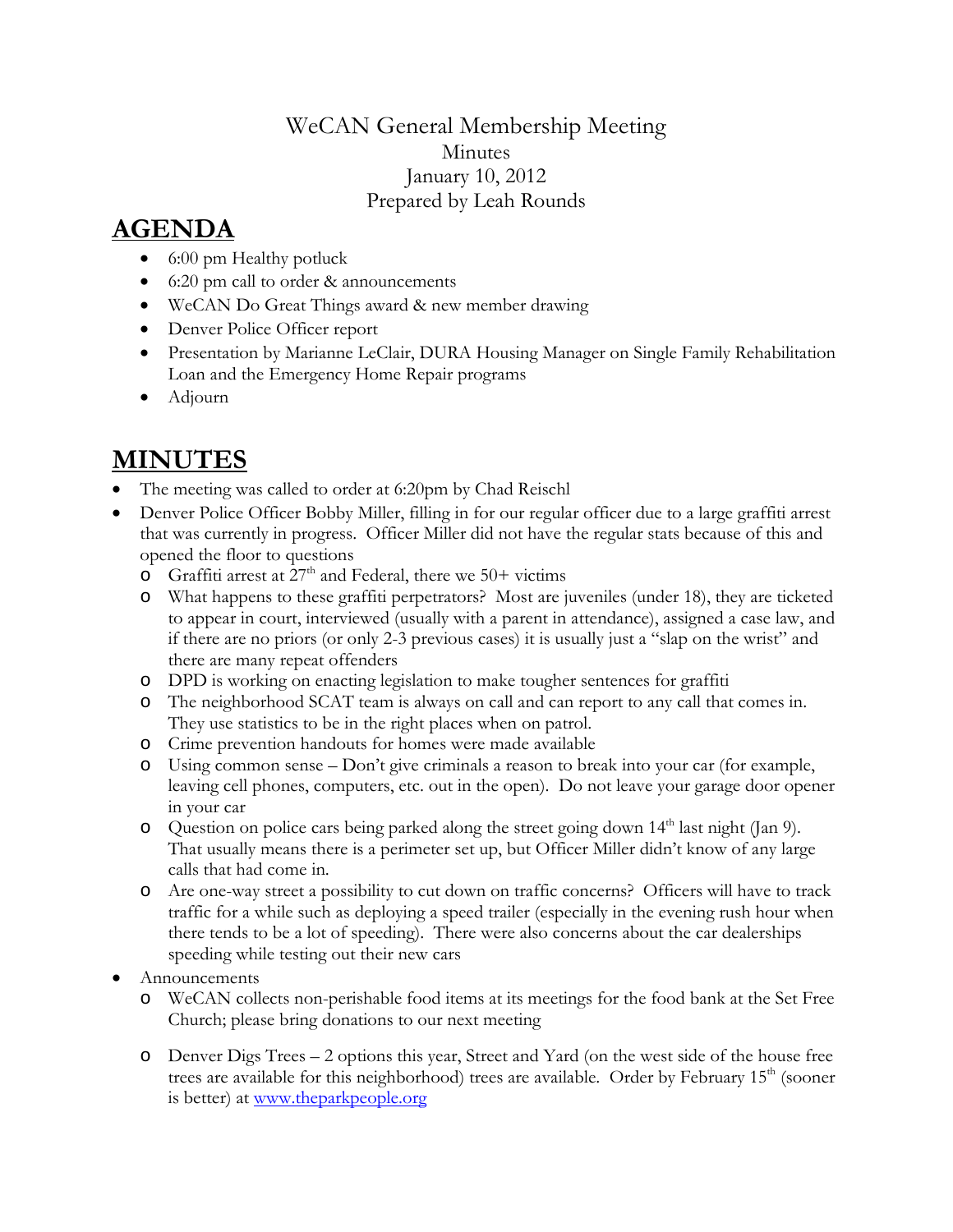WeCAN General Membership Meeting
Minutes
January 10, 2012
Prepared by Leah Rounds

# AGENDA

- 6:00 pm Healthy potluck
- 6:20 pm call to order & announcements
- WeCAN Do Great Things award & new member drawing
- Denver Police Officer report
- Presentation by Marianne LeClair, DURA Housing Manager on Single Family Rehabilitation Loan and the Emergency Home Repair programs
- Adjourn

# MINUTES

- The meeting was called to order at 6:20pm by Chad Reischl
- Denver Police Officer Bobby Miller, filling in for our regular officer due to a large graffiti arrest that was currently in progress. Officer Miller did not have the regular stats because of this and opened the floor to questions
  - Graffiti arrest at 27th and Federal, there we 50+ victims
  - What happens to these graffiti perpetrators? Most are juveniles (under 18), they are ticketed to appear in court, interviewed (usually with a parent in attendance), assigned a case law, and if there are no priors (or only 2-3 previous cases) it is usually just a "slap on the wrist" and there are many repeat offenders
  - DPD is working on enacting legislation to make tougher sentences for graffiti
  - The neighborhood SCAT team is always on call and can report to any call that comes in. They use statistics to be in the right places when on patrol.
  - Crime prevention handouts for homes were made available
  - Using common sense – Don't give criminals a reason to break into your car (for example, leaving cell phones, computers, etc. out in the open). Do not leave your garage door opener in your car
  - Question on police cars being parked along the street going down 14th last night (Jan 9). That usually means there is a perimeter set up, but Officer Miller didn't know of any large calls that had come in.
  - Are one-way street a possibility to cut down on traffic concerns? Officers will have to track traffic for a while such as deploying a speed trailer (especially in the evening rush hour when there tends to be a lot of speeding). There were also concerns about the car dealerships speeding while testing out their new cars
- Announcements
  - WeCAN collects non-perishable food items at its meetings for the food bank at the Set Free Church; please bring donations to our next meeting
  - Denver Digs Trees – 2 options this year, Street and Yard (on the west side of the house free trees are available for this neighborhood) trees are available. Order by February 15th (sooner is better) at [www.theparkpeople.org](http://www.theparkpeople.org)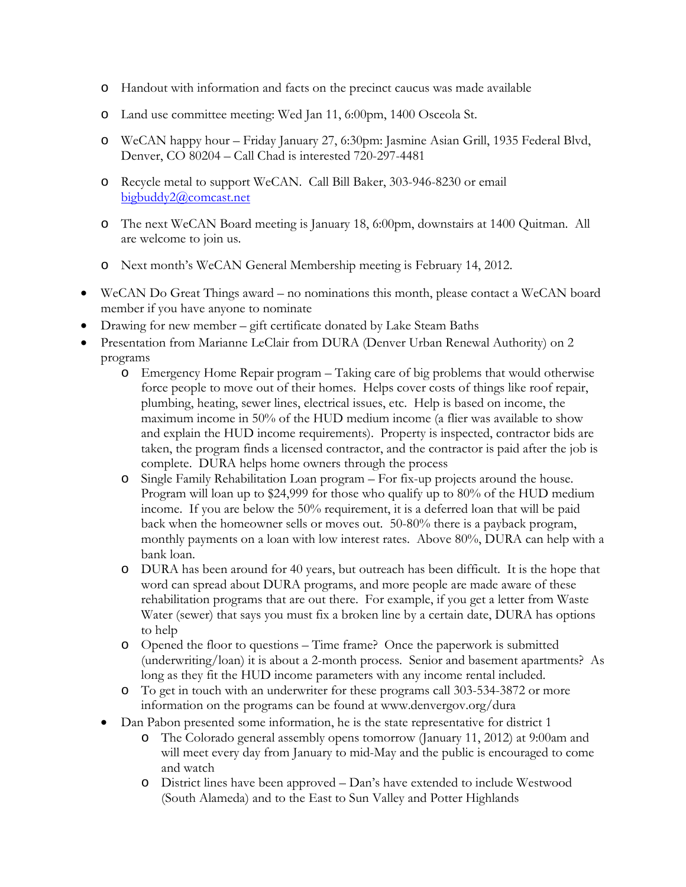- Handout with information and facts on the precinct caucus was made available
  - Land use committee meeting: Wed Jan 11, 6:00pm, 1400 Osceola St.
  - WeCAN happy hour – Friday January 27, 6:30pm: Jasmine Asian Grill, 1935 Federal Blvd, Denver, CO 80204 – Call Chad is interested 720-297-4481
  - Recycle metal to support WeCAN. Call Bill Baker, 303-946-8230 or email bigbuddy2@comcast.net
  - The next WeCAN Board meeting is January 18, 6:00pm, downstairs at 1400 Quitman. All are welcome to join us.
  - Next month's WeCAN General Membership meeting is February 14, 2012.

- WeCAN Do Great Things award – no nominations this month, please contact a WeCAN board member if you have anyone to nominate
- Drawing for new member – gift certificate donated by Lake Steam Baths
- Presentation from Marianne LeClair from DURA (Denver Urban Renewal Authority) on 2 programs
  - Emergency Home Repair program – Taking care of big problems that would otherwise force people to move out of their homes. Helps cover costs of things like roof repair, plumbing, heating, sewer lines, electrical issues, etc. Help is based on income, the maximum income in 50% of the HUD medium income (a flier was available to show and explain the HUD income requirements). Property is inspected, contractor bids are taken, the program finds a licensed contractor, and the contractor is paid after the job is complete. DURA helps home owners through the process
  - Single Family Rehabilitation Loan program – For fix-up projects around the house. Program will loan up to $24,999 for those who qualify up to 80% of the HUD medium income. If you are below the 50% requirement, it is a deferred loan that will be paid back when the homeowner sells or moves out. 50-80% there is a payback program, monthly payments on a loan with low interest rates. Above 80%, DURA can help with a bank loan.
  - DURA has been around for 40 years, but outreach has been difficult. It is the hope that word can spread about DURA programs, and more people are made aware of these rehabilitation programs that are out there. For example, if you get a letter from Waste Water (sewer) that says you must fix a broken line by a certain date, DURA has options to help
  - Opened the floor to questions – Time frame? Once the paperwork is submitted (underwriting/loan) it is about a 2-month process. Senior and basement apartments? As long as they fit the HUD income parameters with any income rental included.
  - To get in touch with an underwriter for these programs call 303-534-3872 or more information on the programs can be found at www.denvergov.org/dura
- Dan Pabon presented some information, he is the state representative for district 1
  - The Colorado general assembly opens tomorrow (January 11, 2012) at 9:00am and will meet every day from January to mid-May and the public is encouraged to come and watch
  - District lines have been approved – Dan's have extended to include Westwood (South Alameda) and to the East to Sun Valley and Potter Highlands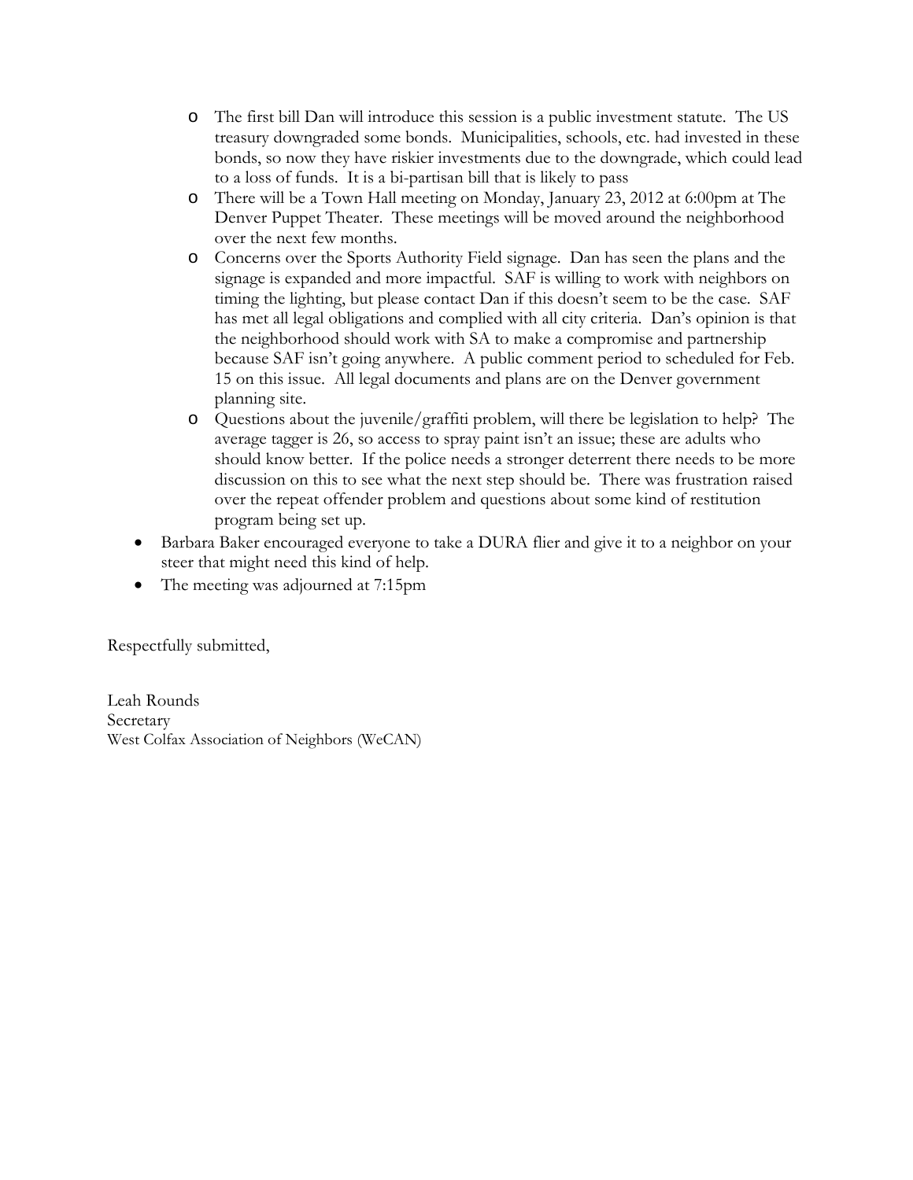- The first bill Dan will introduce this session is a public investment statute. The US treasury downgraded some bonds. Municipalities, schools, etc. had invested in these bonds, so now they have riskier investments due to the downgrade, which could lead to a loss of funds. It is a bi-partisan bill that is likely to pass
  - There will be a Town Hall meeting on Monday, January 23, 2012 at 6:00pm at The Denver Puppet Theater. These meetings will be moved around the neighborhood over the next few months.
  - Concerns over the Sports Authority Field signage. Dan has seen the plans and the signage is expanded and more impactful. SAF is willing to work with neighbors on timing the lighting, but please contact Dan if this doesn't seem to be the case. SAF has met all legal obligations and complied with all city criteria. Dan's opinion is that the neighborhood should work with SA to make a compromise and partnership because SAF isn't going anywhere. A public comment period to scheduled for Feb. 15 on this issue. All legal documents and plans are on the Denver government planning site.
  - Questions about the juvenile/graffiti problem, will there be legislation to help? The average tagger is 26, so access to spray paint isn't an issue; these are adults who should know better. If the police needs a stronger deterrent there needs to be more discussion on this to see what the next step should be. There was frustration raised over the repeat offender problem and questions about some kind of restitution program being set up.
- Barbara Baker encouraged everyone to take a DURA flier and give it to a neighbor on your steer that might need this kind of help.
- The meeting was adjourned at 7:15pm

Respectfully submitted,

Leah Rounds
Secretary
West Colfax Association of Neighbors (WeCAN)